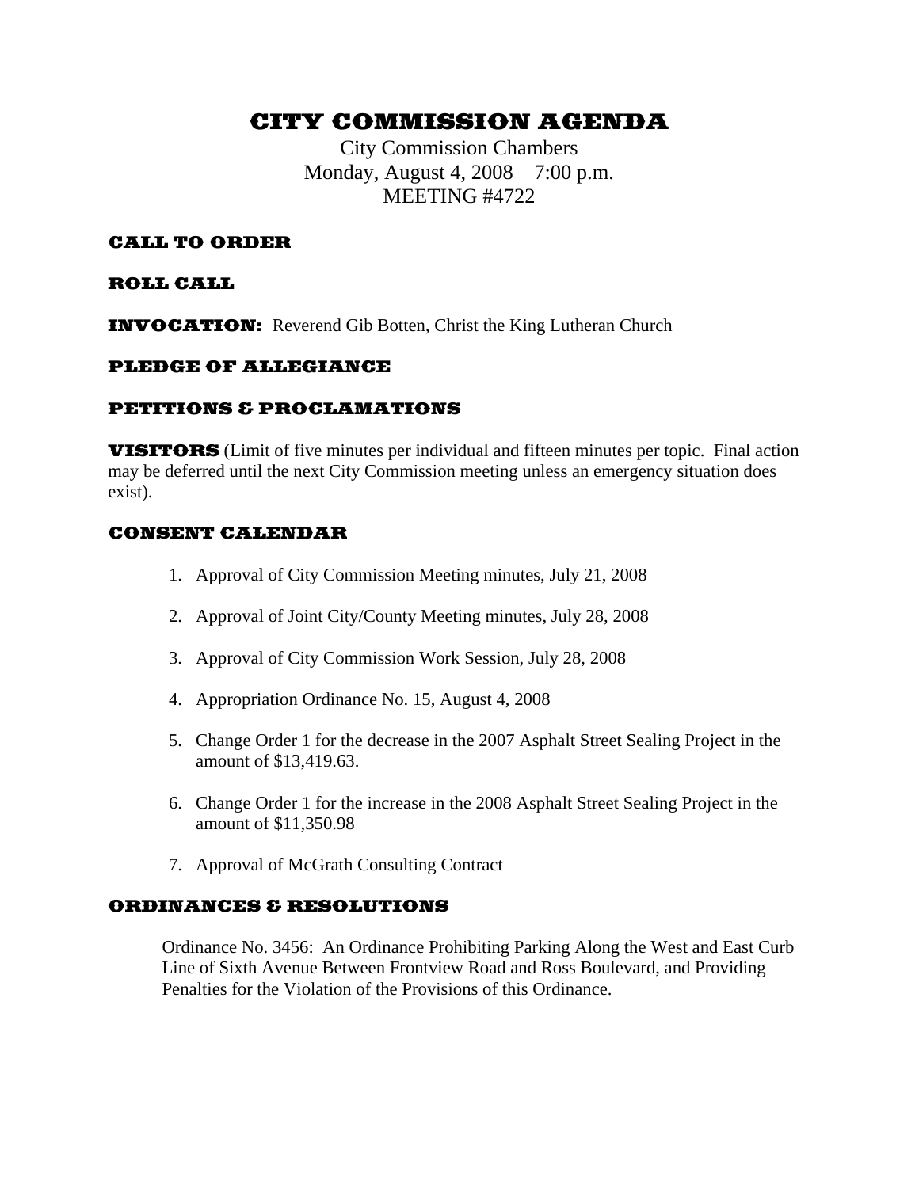# CITY COMMISSION AGENDA

City Commission Chambers
Monday, August 4, 2008 7:00 p.m.
MEETING #4722

## CALL TO ORDER

## ROLL CALL

**INVOCATION:** Reverend Gib Botten, Christ the King Lutheran Church

## PLEDGE OF ALLEGIANCE

## PETITIONS & PROCLAMATIONS

**VISITORS** (Limit of five minutes per individual and fifteen minutes per topic. Final action may be deferred until the next City Commission meeting unless an emergency situation does exist).

## CONSENT CALENDAR

1. Approval of City Commission Meeting minutes, July 21, 2008
2. Approval of Joint City/County Meeting minutes, July 28, 2008
3. Approval of City Commission Work Session, July 28, 2008
4. Appropriation Ordinance No. 15, August 4, 2008
5. Change Order 1 for the decrease in the 2007 Asphalt Street Sealing Project in the amount of $13,419.63.
6. Change Order 1 for the increase in the 2008 Asphalt Street Sealing Project in the amount of $11,350.98
7. Approval of McGrath Consulting Contract

## ORDINANCES & RESOLUTIONS

Ordinance No. 3456: An Ordinance Prohibiting Parking Along the West and East Curb Line of Sixth Avenue Between Frontview Road and Ross Boulevard, and Providing Penalties for the Violation of the Provisions of this Ordinance.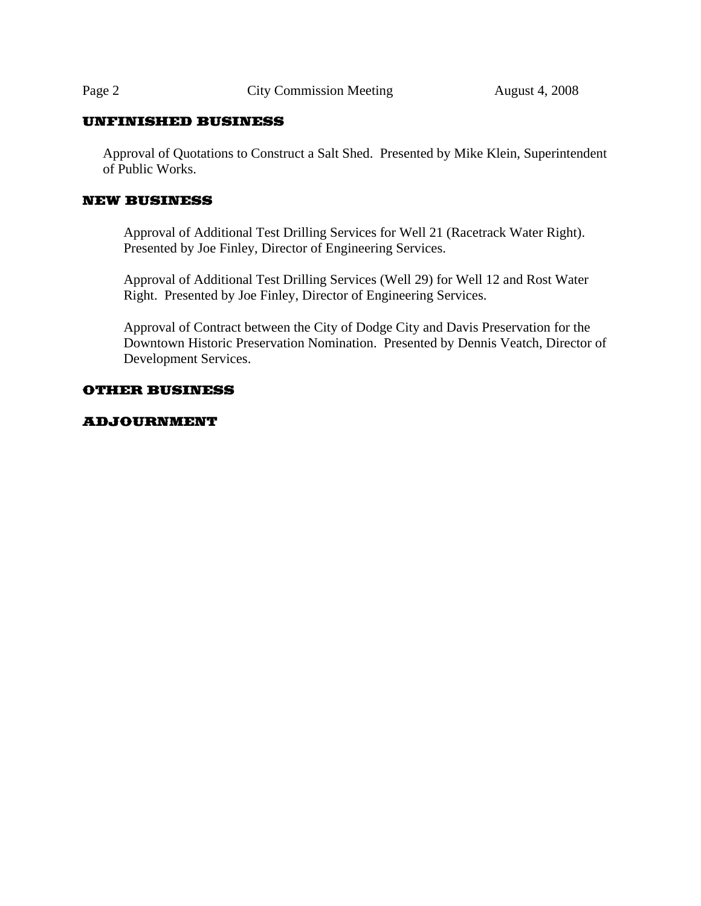## UNFINISHED BUSINESS

Approval of Quotations to Construct a Salt Shed. Presented by Mike Klein, Superintendent of Public Works.

## NEW BUSINESS

Approval of Additional Test Drilling Services for Well 21 (Racetrack Water Right). Presented by Joe Finley, Director of Engineering Services.

Approval of Additional Test Drilling Services (Well 29) for Well 12 and Rost Water Right. Presented by Joe Finley, Director of Engineering Services.

Approval of Contract between the City of Dodge City and Davis Preservation for the Downtown Historic Preservation Nomination. Presented by Dennis Veatch, Director of Development Services.

## OTHER BUSINESS

## ADJOURNMENT